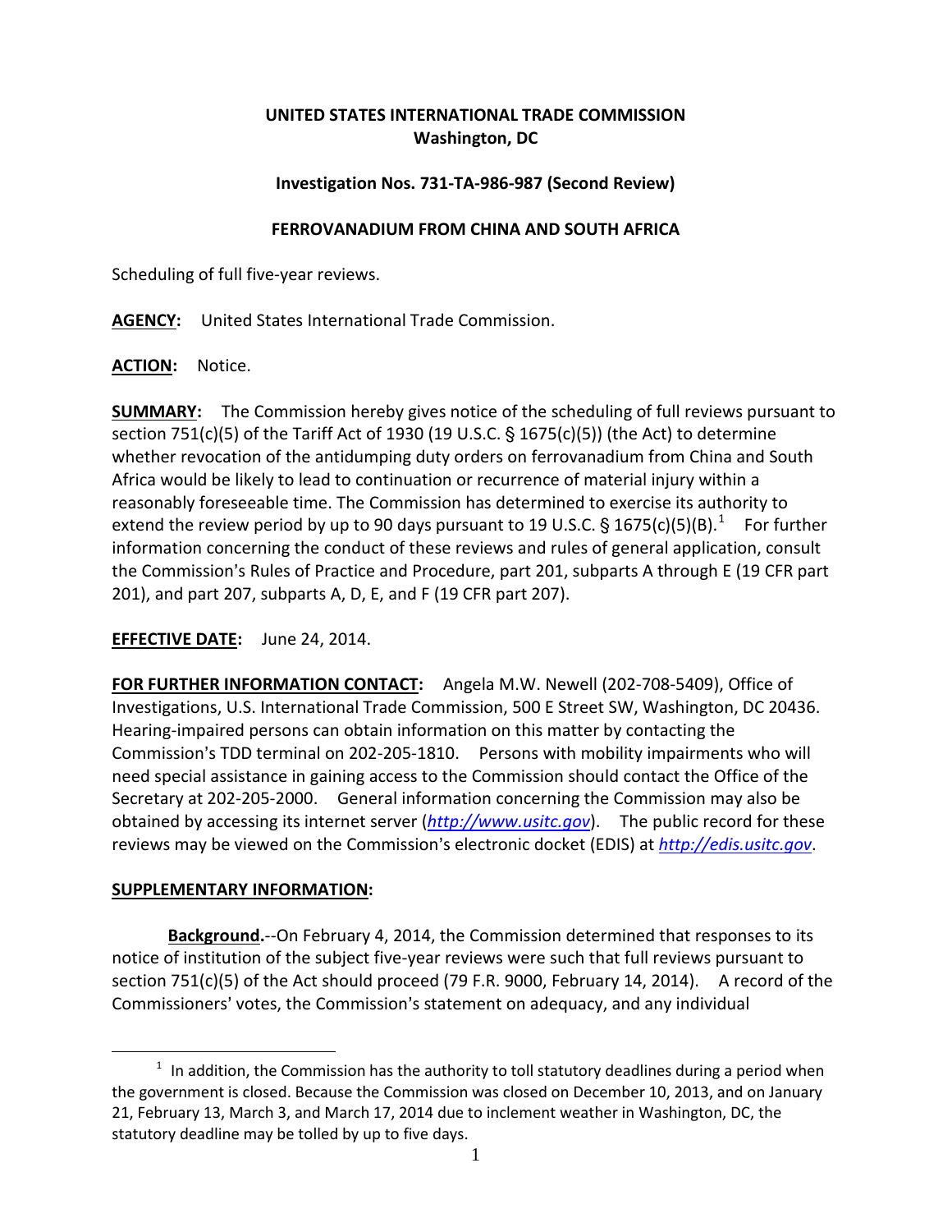**UNITED STATES INTERNATIONAL TRADE COMMISSION**
**Washington, DC**

**Investigation Nos. 731-TA-986-987 (Second Review)**

**FERROVANADIUM FROM CHINA AND SOUTH AFRICA**

Scheduling of full five-year reviews.

**AGENCY:** United States International Trade Commission.

**ACTION:** Notice.

**SUMMARY:** The Commission hereby gives notice of the scheduling of full reviews pursuant to section 751(c)(5) of the Tariff Act of 1930 (19 U.S.C. § 1675(c)(5)) (the Act) to determine whether revocation of the antidumping duty orders on ferrovanadium from China and South Africa would be likely to lead to continuation or recurrence of material injury within a reasonably foreseeable time. The Commission has determined to exercise its authority to extend the review period by up to 90 days pursuant to 19 U.S.C. § 1675(c)(5)(B).[1] For further information concerning the conduct of these reviews and rules of general application, consult the Commission's Rules of Practice and Procedure, part 201, subparts A through E (19 CFR part 201), and part 207, subparts A, D, E, and F (19 CFR part 207).

**EFFECTIVE DATE:** June 24, 2014.

**FOR FURTHER INFORMATION CONTACT:** Angela M.W. Newell (202-708-5409), Office of Investigations, U.S. International Trade Commission, 500 E Street SW, Washington, DC 20436. Hearing-impaired persons can obtain information on this matter by contacting the Commission's TDD terminal on 202-205-1810. Persons with mobility impairments who will need special assistance in gaining access to the Commission should contact the Office of the Secretary at 202-205-2000. General information concerning the Commission may also be obtained by accessing its internet server (*http://www.usitc.gov*). The public record for these reviews may be viewed on the Commission's electronic docket (EDIS) at *http://edis.usitc.gov*.

**SUPPLEMENTARY INFORMATION:**

**Background.**--On February 4, 2014, the Commission determined that responses to its notice of institution of the subject five-year reviews were such that full reviews pursuant to section 751(c)(5) of the Act should proceed (79 F.R. 9000, February 14, 2014). A record of the Commissioners' votes, the Commission's statement on adequacy, and any individual

---

[1] In addition, the Commission has the authority to toll statutory deadlines during a period when the government is closed. Because the Commission was closed on December 10, 2013, and on January 21, February 13, March 3, and March 17, 2014 due to inclement weather in Washington, DC, the statutory deadline may be tolled by up to five days.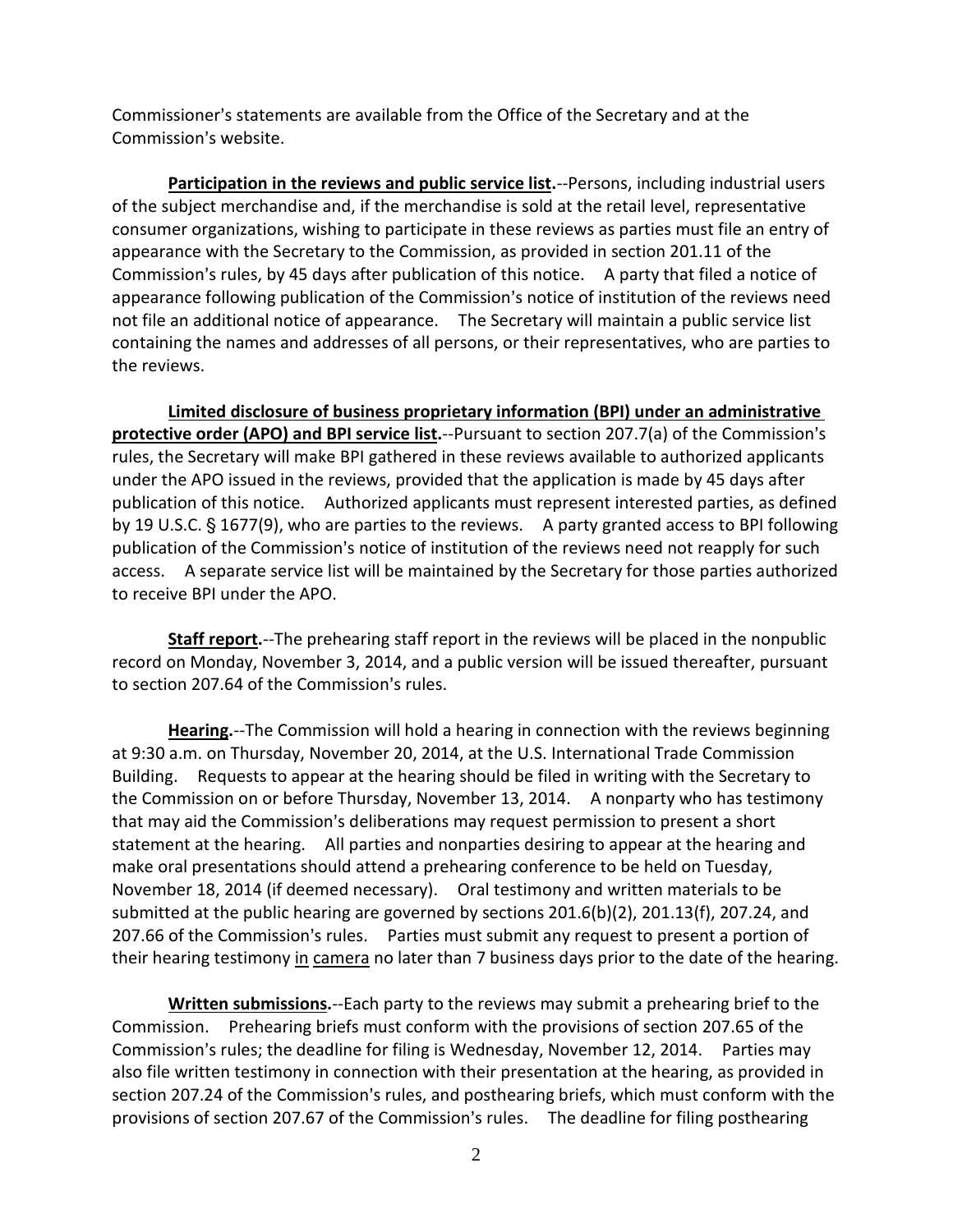Commissioner's statements are available from the Office of the Secretary and at the Commission's website.

**Participation in the reviews and public service list.**--Persons, including industrial users of the subject merchandise and, if the merchandise is sold at the retail level, representative consumer organizations, wishing to participate in these reviews as parties must file an entry of appearance with the Secretary to the Commission, as provided in section 201.11 of the Commission's rules, by 45 days after publication of this notice. A party that filed a notice of appearance following publication of the Commission's notice of institution of the reviews need not file an additional notice of appearance. The Secretary will maintain a public service list containing the names and addresses of all persons, or their representatives, who are parties to the reviews.

**Limited disclosure of business proprietary information (BPI) under an administrative protective order (APO) and BPI service list.**--Pursuant to section 207.7(a) of the Commission's rules, the Secretary will make BPI gathered in these reviews available to authorized applicants under the APO issued in the reviews, provided that the application is made by 45 days after publication of this notice. Authorized applicants must represent interested parties, as defined by 19 U.S.C. § 1677(9), who are parties to the reviews. A party granted access to BPI following publication of the Commission's notice of institution of the reviews need not reapply for such access. A separate service list will be maintained by the Secretary for those parties authorized to receive BPI under the APO.

**Staff report.**--The prehearing staff report in the reviews will be placed in the nonpublic record on Monday, November 3, 2014, and a public version will be issued thereafter, pursuant to section 207.64 of the Commission's rules.

**Hearing.**--The Commission will hold a hearing in connection with the reviews beginning at 9:30 a.m. on Thursday, November 20, 2014, at the U.S. International Trade Commission Building. Requests to appear at the hearing should be filed in writing with the Secretary to the Commission on or before Thursday, November 13, 2014. A nonparty who has testimony that may aid the Commission's deliberations may request permission to present a short statement at the hearing. All parties and nonparties desiring to appear at the hearing and make oral presentations should attend a prehearing conference to be held on Tuesday, November 18, 2014 (if deemed necessary). Oral testimony and written materials to be submitted at the public hearing are governed by sections 201.6(b)(2), 201.13(f), 207.24, and 207.66 of the Commission's rules. Parties must submit any request to present a portion of their hearing testimony in camera no later than 7 business days prior to the date of the hearing.

**Written submissions.**--Each party to the reviews may submit a prehearing brief to the Commission. Prehearing briefs must conform with the provisions of section 207.65 of the Commission's rules; the deadline for filing is Wednesday, November 12, 2014. Parties may also file written testimony in connection with their presentation at the hearing, as provided in section 207.24 of the Commission's rules, and posthearing briefs, which must conform with the provisions of section 207.67 of the Commission's rules. The deadline for filing posthearing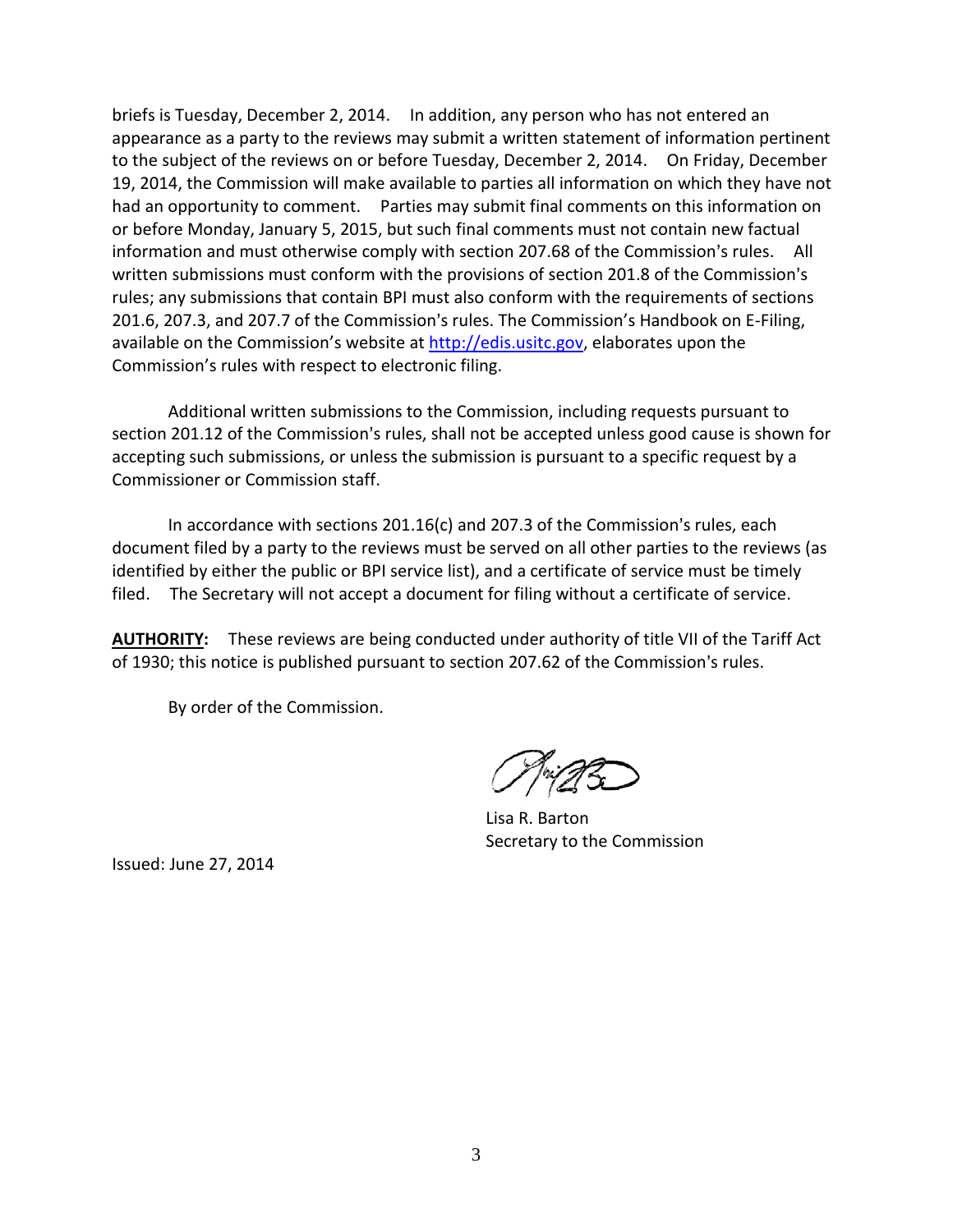briefs is Tuesday, December 2, 2014. In addition, any person who has not entered an appearance as a party to the reviews may submit a written statement of information pertinent to the subject of the reviews on or before Tuesday, December 2, 2014. On Friday, December 19, 2014, the Commission will make available to parties all information on which they have not had an opportunity to comment. Parties may submit final comments on this information on or before Monday, January 5, 2015, but such final comments must not contain new factual information and must otherwise comply with section 207.68 of the Commission's rules. All written submissions must conform with the provisions of section 201.8 of the Commission's rules; any submissions that contain BPI must also conform with the requirements of sections 201.6, 207.3, and 207.7 of the Commission's rules. The Commission's Handbook on E-Filing, available on the Commission's website at http://edis.usitc.gov, elaborates upon the Commission's rules with respect to electronic filing.

Additional written submissions to the Commission, including requests pursuant to section 201.12 of the Commission's rules, shall not be accepted unless good cause is shown for accepting such submissions, or unless the submission is pursuant to a specific request by a Commissioner or Commission staff.

In accordance with sections 201.16(c) and 207.3 of the Commission's rules, each document filed by a party to the reviews must be served on all other parties to the reviews (as identified by either the public or BPI service list), and a certificate of service must be timely filed. The Secretary will not accept a document for filing without a certificate of service.

**AUTHORITY:** These reviews are being conducted under authority of title VII of the Tariff Act of 1930; this notice is published pursuant to section 207.62 of the Commission's rules.

By order of the Commission.

Lisa R. Barton
Secretary to the Commission

Issued: June 27, 2014